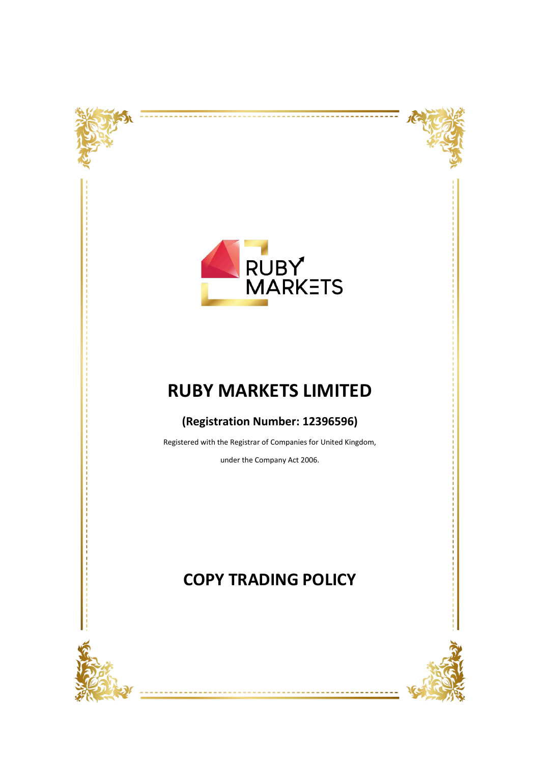RUBY MARKETS

# RUBY MARKETS LIMITED

### (Registration Number: 12396596)

Registered with the Registrar of Companies for United Kingdom,

under the Company Act 2006.

# COPY TRADING POLICY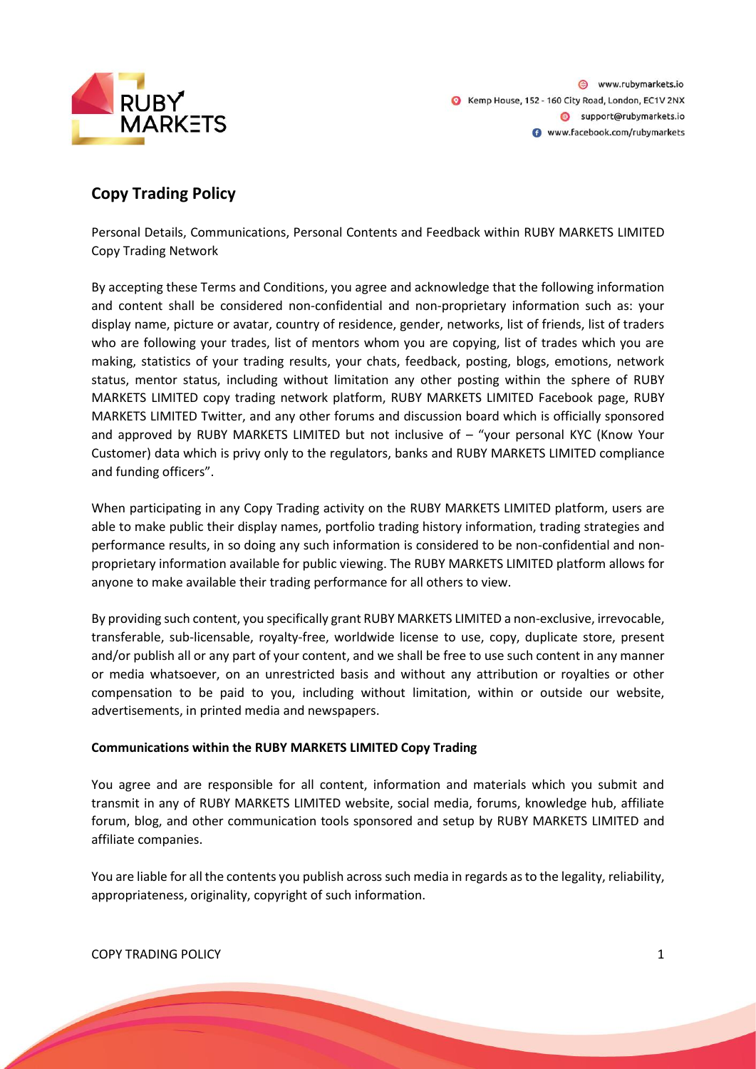## Copy Trading Policy

Personal Details, Communications, Personal Contents and Feedback within RUBY MARKETS LIMITED Copy Trading Network

By accepting these Terms and Conditions, you agree and acknowledge that the following information and content shall be considered non-confidential and non-proprietary information such as: your display name, picture or avatar, country of residence, gender, networks, list of friends, list of traders who are following your trades, list of mentors whom you are copying, list of trades which you are making, statistics of your trading results, your chats, feedback, posting, blogs, emotions, network status, mentor status, including without limitation any other posting within the sphere of RUBY MARKETS LIMITED copy trading network platform, RUBY MARKETS LIMITED Facebook page, RUBY MARKETS LIMITED Twitter, and any other forums and discussion board which is officially sponsored and approved by RUBY MARKETS LIMITED but not inclusive of – "your personal KYC (Know Your Customer) data which is privy only to the regulators, banks and RUBY MARKETS LIMITED compliance and funding officers".

When participating in any Copy Trading activity on the RUBY MARKETS LIMITED platform, users are able to make public their display names, portfolio trading history information, trading strategies and performance results, in so doing any such information is considered to be non-confidential and non-proprietary information available for public viewing. The RUBY MARKETS LIMITED platform allows for anyone to make available their trading performance for all others to view.

By providing such content, you specifically grant RUBY MARKETS LIMITED a non-exclusive, irrevocable, transferable, sub-licensable, royalty-free, worldwide license to use, copy, duplicate store, present and/or publish all or any part of your content, and we shall be free to use such content in any manner or media whatsoever, on an unrestricted basis and without any attribution or royalties or other compensation to be paid to you, including without limitation, within or outside our website, advertisements, in printed media and newspapers.

**Communications within the RUBY MARKETS LIMITED Copy Trading**

You agree and are responsible for all content, information and materials which you submit and transmit in any of RUBY MARKETS LIMITED website, social media, forums, knowledge hub, affiliate forum, blog, and other communication tools sponsored and setup by RUBY MARKETS LIMITED and affiliate companies.

You are liable for all the contents you publish across such media in regards as to the legality, reliability, appropriateness, originality, copyright of such information.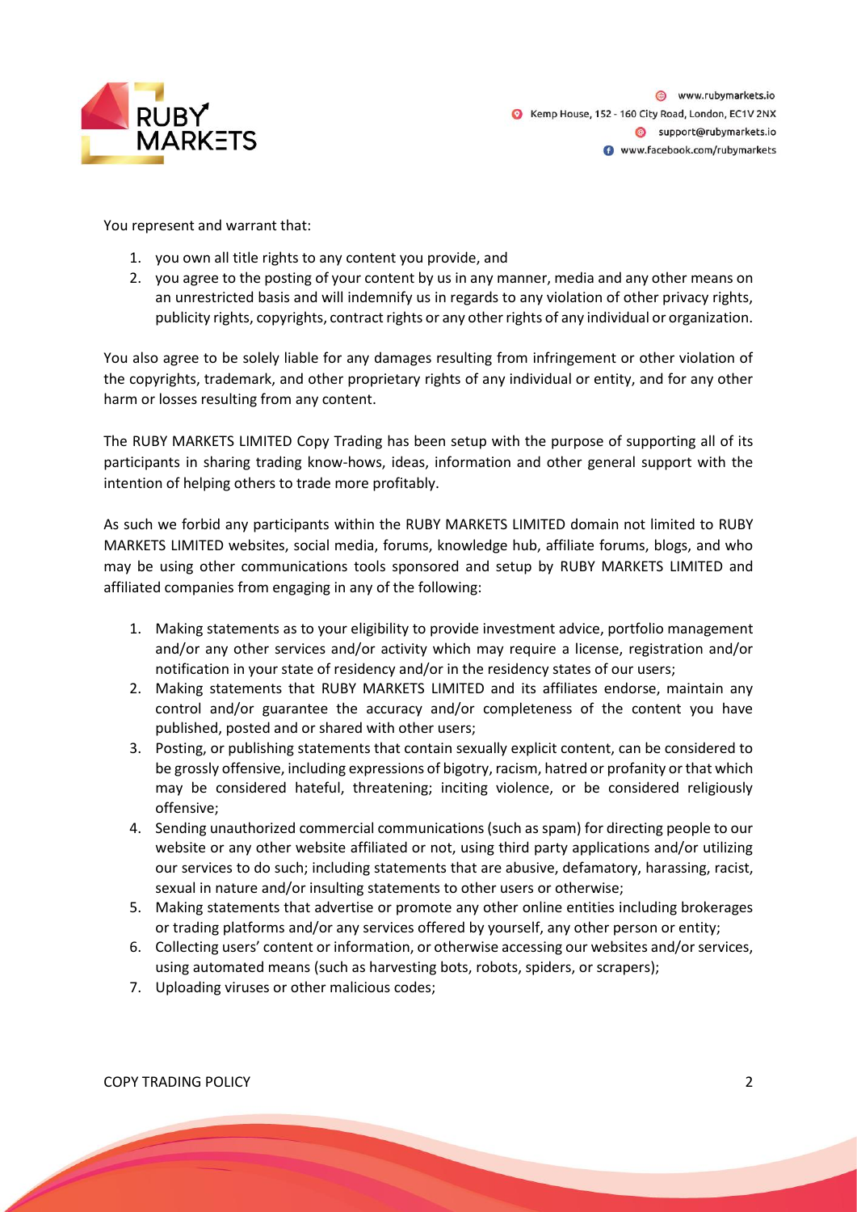You represent and warrant that:

1. you own all title rights to any content you provide, and
2. you agree to the posting of your content by us in any manner, media and any other means on an unrestricted basis and will indemnify us in regards to any violation of other privacy rights, publicity rights, copyrights, contract rights or any other rights of any individual or organization.

You also agree to be solely liable for any damages resulting from infringement or other violation of the copyrights, trademark, and other proprietary rights of any individual or entity, and for any other harm or losses resulting from any content.

The RUBY MARKETS LIMITED Copy Trading has been setup with the purpose of supporting all of its participants in sharing trading know-hows, ideas, information and other general support with the intention of helping others to trade more profitably.

As such we forbid any participants within the RUBY MARKETS LIMITED domain not limited to RUBY MARKETS LIMITED websites, social media, forums, knowledge hub, affiliate forums, blogs, and who may be using other communications tools sponsored and setup by RUBY MARKETS LIMITED and affiliated companies from engaging in any of the following:

1. Making statements as to your eligibility to provide investment advice, portfolio management and/or any other services and/or activity which may require a license, registration and/or notification in your state of residency and/or in the residency states of our users;
2. Making statements that RUBY MARKETS LIMITED and its affiliates endorse, maintain any control and/or guarantee the accuracy and/or completeness of the content you have published, posted and or shared with other users;
3. Posting, or publishing statements that contain sexually explicit content, can be considered to be grossly offensive, including expressions of bigotry, racism, hatred or profanity or that which may be considered hateful, threatening; inciting violence, or be considered religiously offensive;
4. Sending unauthorized commercial communications (such as spam) for directing people to our website or any other website affiliated or not, using third party applications and/or utilizing our services to do such; including statements that are abusive, defamatory, harassing, racist, sexual in nature and/or insulting statements to other users or otherwise;
5. Making statements that advertise or promote any other online entities including brokerages or trading platforms and/or any services offered by yourself, any other person or entity;
6. Collecting users' content or information, or otherwise accessing our websites and/or services, using automated means (such as harvesting bots, robots, spiders, or scrapers);
7. Uploading viruses or other malicious codes;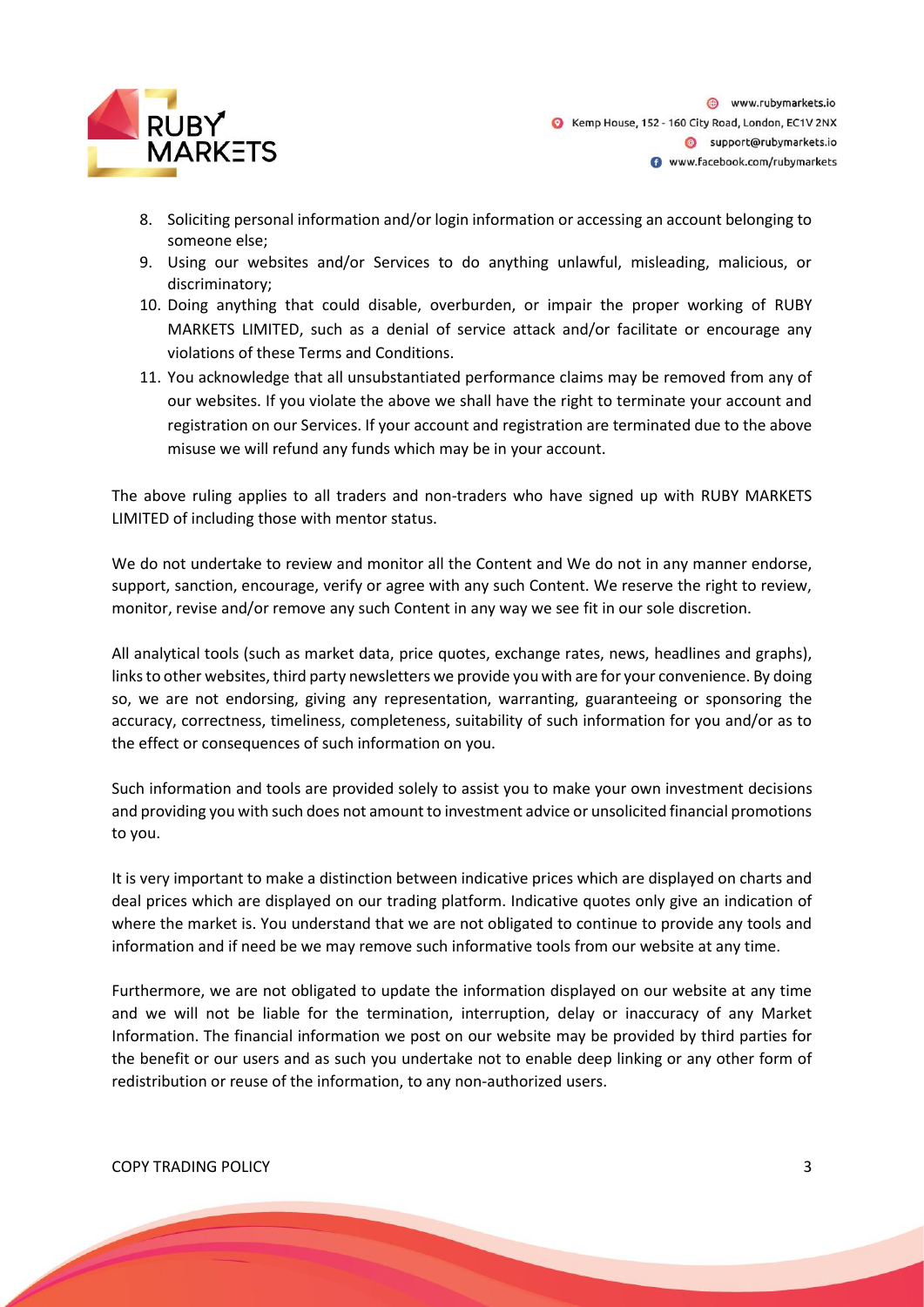8. Soliciting personal information and/or login information or accessing an account belonging to someone else;
9. Using our websites and/or Services to do anything unlawful, misleading, malicious, or discriminatory;
10. Doing anything that could disable, overburden, or impair the proper working of RUBY MARKETS LIMITED, such as a denial of service attack and/or facilitate or encourage any violations of these Terms and Conditions.
11. You acknowledge that all unsubstantiated performance claims may be removed from any of our websites. If you violate the above we shall have the right to terminate your account and registration on our Services. If your account and registration are terminated due to the above misuse we will refund any funds which may be in your account.

The above ruling applies to all traders and non-traders who have signed up with RUBY MARKETS LIMITED of including those with mentor status.

We do not undertake to review and monitor all the Content and We do not in any manner endorse, support, sanction, encourage, verify or agree with any such Content. We reserve the right to review, monitor, revise and/or remove any such Content in any way we see fit in our sole discretion.

All analytical tools (such as market data, price quotes, exchange rates, news, headlines and graphs), links to other websites, third party newsletters we provide you with are for your convenience. By doing so, we are not endorsing, giving any representation, warranting, guaranteeing or sponsoring the accuracy, correctness, timeliness, completeness, suitability of such information for you and/or as to the effect or consequences of such information on you.

Such information and tools are provided solely to assist you to make your own investment decisions and providing you with such does not amount to investment advice or unsolicited financial promotions to you.

It is very important to make a distinction between indicative prices which are displayed on charts and deal prices which are displayed on our trading platform. Indicative quotes only give an indication of where the market is. You understand that we are not obligated to continue to provide any tools and information and if need be we may remove such informative tools from our website at any time.

Furthermore, we are not obligated to update the information displayed on our website at any time and we will not be liable for the termination, interruption, delay or inaccuracy of any Market Information. The financial information we post on our website may be provided by third parties for the benefit or our users and as such you undertake not to enable deep linking or any other form of redistribution or reuse of the information, to any non-authorized users.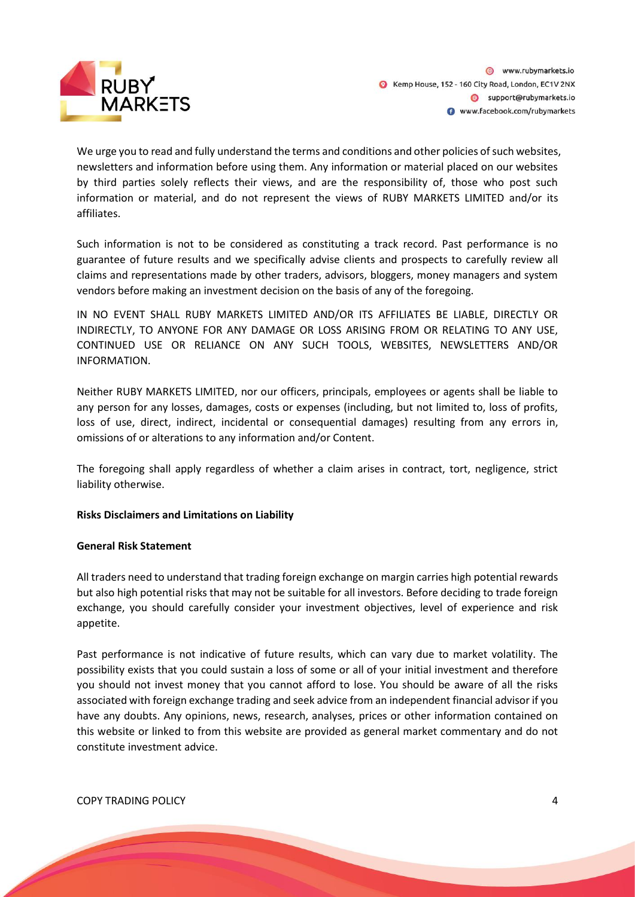We urge you to read and fully understand the terms and conditions and other policies of such websites, newsletters and information before using them. Any information or material placed on our websites by third parties solely reflects their views, and are the responsibility of, those who post such information or material, and do not represent the views of RUBY MARKETS LIMITED and/or its affiliates.

Such information is not to be considered as constituting a track record. Past performance is no guarantee of future results and we specifically advise clients and prospects to carefully review all claims and representations made by other traders, advisors, bloggers, money managers and system vendors before making an investment decision on the basis of any of the foregoing.

IN NO EVENT SHALL RUBY MARKETS LIMITED AND/OR ITS AFFILIATES BE LIABLE, DIRECTLY OR INDIRECTLY, TO ANYONE FOR ANY DAMAGE OR LOSS ARISING FROM OR RELATING TO ANY USE, CONTINUED USE OR RELIANCE ON ANY SUCH TOOLS, WEBSITES, NEWSLETTERS AND/OR INFORMATION.

Neither RUBY MARKETS LIMITED, nor our officers, principals, employees or agents shall be liable to any person for any losses, damages, costs or expenses (including, but not limited to, loss of profits, loss of use, direct, indirect, incidental or consequential damages) resulting from any errors in, omissions of or alterations to any information and/or Content.

The foregoing shall apply regardless of whether a claim arises in contract, tort, negligence, strict liability otherwise.

**Risks Disclaimers and Limitations on Liability**

**General Risk Statement**

All traders need to understand that trading foreign exchange on margin carries high potential rewards but also high potential risks that may not be suitable for all investors. Before deciding to trade foreign exchange, you should carefully consider your investment objectives, level of experience and risk appetite.

Past performance is not indicative of future results, which can vary due to market volatility. The possibility exists that you could sustain a loss of some or all of your initial investment and therefore you should not invest money that you cannot afford to lose. You should be aware of all the risks associated with foreign exchange trading and seek advice from an independent financial advisor if you have any doubts. Any opinions, news, research, analyses, prices or other information contained on this website or linked to from this website are provided as general market commentary and do not constitute investment advice.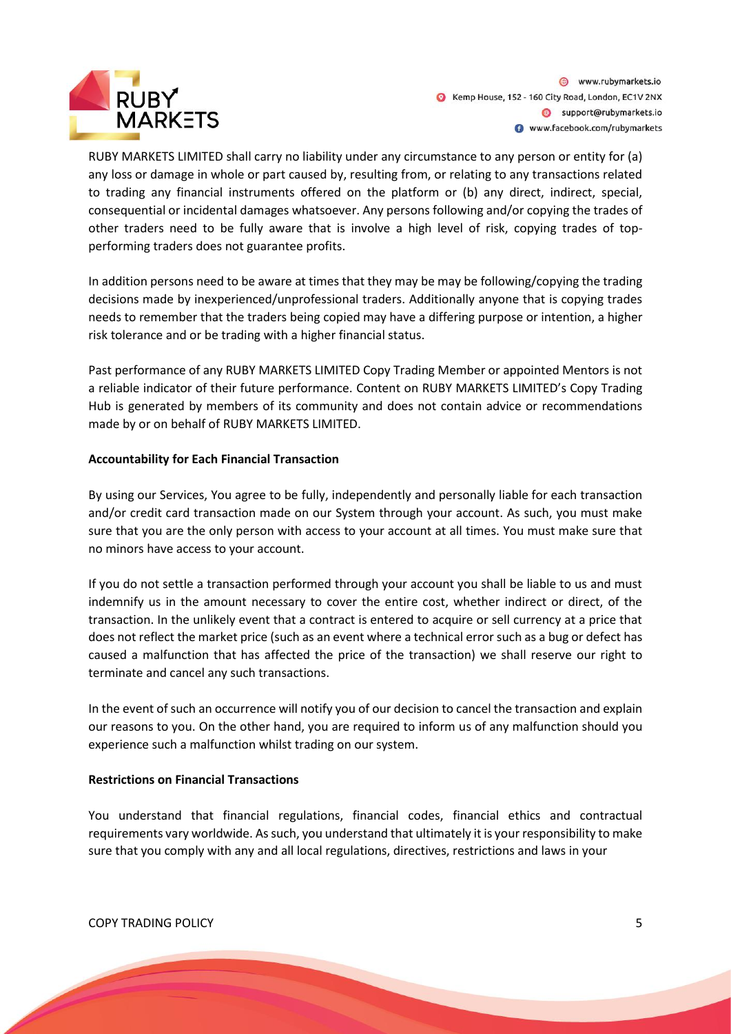RUBY MARKETS LIMITED shall carry no liability under any circumstance to any person or entity for (a) any loss or damage in whole or part caused by, resulting from, or relating to any transactions related to trading any financial instruments offered on the platform or (b) any direct, indirect, special, consequential or incidental damages whatsoever. Any persons following and/or copying the trades of other traders need to be fully aware that is involve a high level of risk, copying trades of top-performing traders does not guarantee profits.

In addition persons need to be aware at times that they may be may be following/copying the trading decisions made by inexperienced/unprofessional traders. Additionally anyone that is copying trades needs to remember that the traders being copied may have a differing purpose or intention, a higher risk tolerance and or be trading with a higher financial status.

Past performance of any RUBY MARKETS LIMITED Copy Trading Member or appointed Mentors is not a reliable indicator of their future performance. Content on RUBY MARKETS LIMITED's Copy Trading Hub is generated by members of its community and does not contain advice or recommendations made by or on behalf of RUBY MARKETS LIMITED.

**Accountability for Each Financial Transaction**

By using our Services, You agree to be fully, independently and personally liable for each transaction and/or credit card transaction made on our System through your account. As such, you must make sure that you are the only person with access to your account at all times. You must make sure that no minors have access to your account.

If you do not settle a transaction performed through your account you shall be liable to us and must indemnify us in the amount necessary to cover the entire cost, whether indirect or direct, of the transaction. In the unlikely event that a contract is entered to acquire or sell currency at a price that does not reflect the market price (such as an event where a technical error such as a bug or defect has caused a malfunction that has affected the price of the transaction) we shall reserve our right to terminate and cancel any such transactions.

In the event of such an occurrence will notify you of our decision to cancel the transaction and explain our reasons to you. On the other hand, you are required to inform us of any malfunction should you experience such a malfunction whilst trading on our system.

**Restrictions on Financial Transactions**

You understand that financial regulations, financial codes, financial ethics and contractual requirements vary worldwide. As such, you understand that ultimately it is your responsibility to make sure that you comply with any and all local regulations, directives, restrictions and laws in your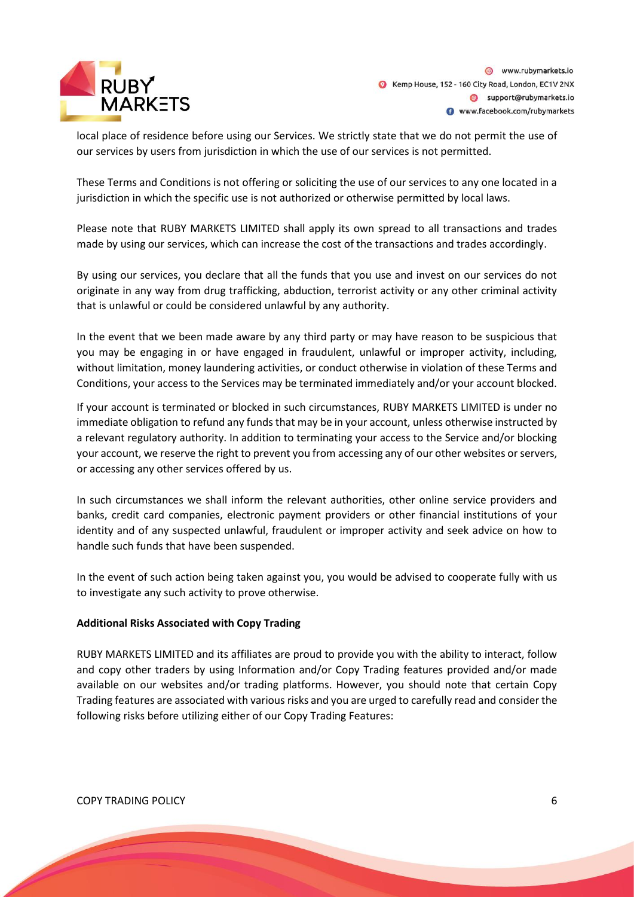local place of residence before using our Services. We strictly state that we do not permit the use of our services by users from jurisdiction in which the use of our services is not permitted.

These Terms and Conditions is not offering or soliciting the use of our services to any one located in a jurisdiction in which the specific use is not authorized or otherwise permitted by local laws.

Please note that RUBY MARKETS LIMITED shall apply its own spread to all transactions and trades made by using our services, which can increase the cost of the transactions and trades accordingly.

By using our services, you declare that all the funds that you use and invest on our services do not originate in any way from drug trafficking, abduction, terrorist activity or any other criminal activity that is unlawful or could be considered unlawful by any authority.

In the event that we been made aware by any third party or may have reason to be suspicious that you may be engaging in or have engaged in fraudulent, unlawful or improper activity, including, without limitation, money laundering activities, or conduct otherwise in violation of these Terms and Conditions, your access to the Services may be terminated immediately and/or your account blocked.

If your account is terminated or blocked in such circumstances, RUBY MARKETS LIMITED is under no immediate obligation to refund any funds that may be in your account, unless otherwise instructed by a relevant regulatory authority. In addition to terminating your access to the Service and/or blocking your account, we reserve the right to prevent you from accessing any of our other websites or servers, or accessing any other services offered by us.

In such circumstances we shall inform the relevant authorities, other online service providers and banks, credit card companies, electronic payment providers or other financial institutions of your identity and of any suspected unlawful, fraudulent or improper activity and seek advice on how to handle such funds that have been suspended.

In the event of such action being taken against you, you would be advised to cooperate fully with us to investigate any such activity to prove otherwise.

**Additional Risks Associated with Copy Trading**

RUBY MARKETS LIMITED and its affiliates are proud to provide you with the ability to interact, follow and copy other traders by using Information and/or Copy Trading features provided and/or made available on our websites and/or trading platforms. However, you should note that certain Copy Trading features are associated with various risks and you are urged to carefully read and consider the following risks before utilizing either of our Copy Trading Features: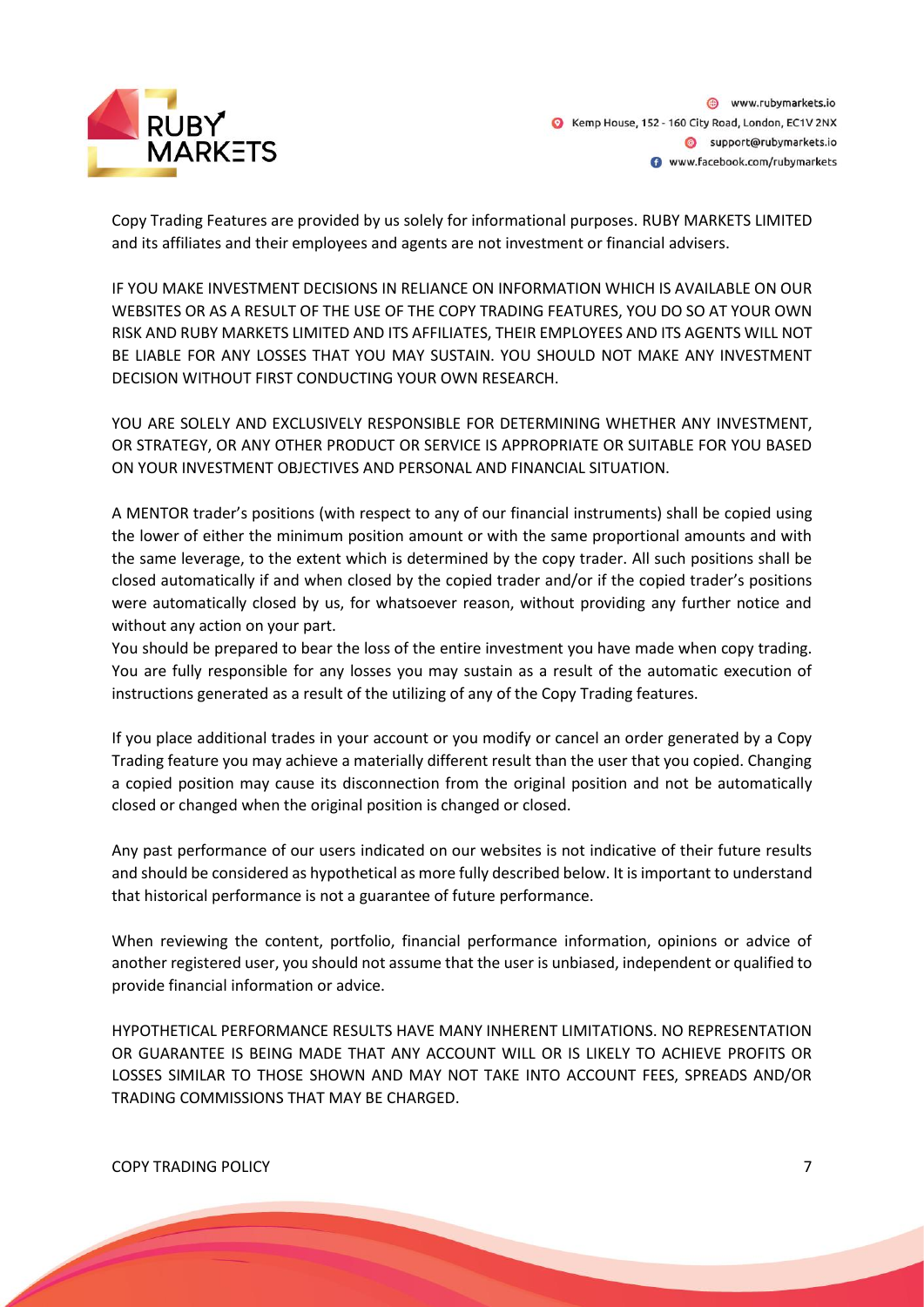Copy Trading Features are provided by us solely for informational purposes. RUBY MARKETS LIMITED and its affiliates and their employees and agents are not investment or financial advisers.

IF YOU MAKE INVESTMENT DECISIONS IN RELIANCE ON INFORMATION WHICH IS AVAILABLE ON OUR WEBSITES OR AS A RESULT OF THE USE OF THE COPY TRADING FEATURES, YOU DO SO AT YOUR OWN RISK AND RUBY MARKETS LIMITED AND ITS AFFILIATES, THEIR EMPLOYEES AND ITS AGENTS WILL NOT BE LIABLE FOR ANY LOSSES THAT YOU MAY SUSTAIN. YOU SHOULD NOT MAKE ANY INVESTMENT DECISION WITHOUT FIRST CONDUCTING YOUR OWN RESEARCH.

YOU ARE SOLELY AND EXCLUSIVELY RESPONSIBLE FOR DETERMINING WHETHER ANY INVESTMENT, OR STRATEGY, OR ANY OTHER PRODUCT OR SERVICE IS APPROPRIATE OR SUITABLE FOR YOU BASED ON YOUR INVESTMENT OBJECTIVES AND PERSONAL AND FINANCIAL SITUATION.

A MENTOR trader's positions (with respect to any of our financial instruments) shall be copied using the lower of either the minimum position amount or with the same proportional amounts and with the same leverage, to the extent which is determined by the copy trader. All such positions shall be closed automatically if and when closed by the copied trader and/or if the copied trader's positions were automatically closed by us, for whatsoever reason, without providing any further notice and without any action on your part.

You should be prepared to bear the loss of the entire investment you have made when copy trading. You are fully responsible for any losses you may sustain as a result of the automatic execution of instructions generated as a result of the utilizing of any of the Copy Trading features.

If you place additional trades in your account or you modify or cancel an order generated by a Copy Trading feature you may achieve a materially different result than the user that you copied. Changing a copied position may cause its disconnection from the original position and not be automatically closed or changed when the original position is changed or closed.

Any past performance of our users indicated on our websites is not indicative of their future results and should be considered as hypothetical as more fully described below. It is important to understand that historical performance is not a guarantee of future performance.

When reviewing the content, portfolio, financial performance information, opinions or advice of another registered user, you should not assume that the user is unbiased, independent or qualified to provide financial information or advice.

HYPOTHETICAL PERFORMANCE RESULTS HAVE MANY INHERENT LIMITATIONS. NO REPRESENTATION OR GUARANTEE IS BEING MADE THAT ANY ACCOUNT WILL OR IS LIKELY TO ACHIEVE PROFITS OR LOSSES SIMILAR TO THOSE SHOWN AND MAY NOT TAKE INTO ACCOUNT FEES, SPREADS AND/OR TRADING COMMISSIONS THAT MAY BE CHARGED.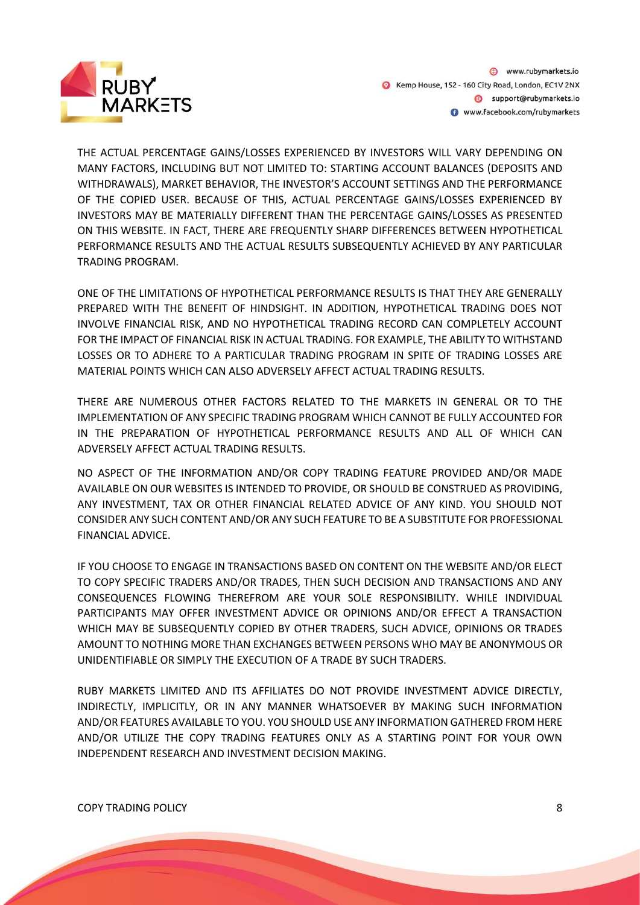THE ACTUAL PERCENTAGE GAINS/LOSSES EXPERIENCED BY INVESTORS WILL VARY DEPENDING ON MANY FACTORS, INCLUDING BUT NOT LIMITED TO: STARTING ACCOUNT BALANCES (DEPOSITS AND WITHDRAWALS), MARKET BEHAVIOR, THE INVESTOR'S ACCOUNT SETTINGS AND THE PERFORMANCE OF THE COPIED USER. BECAUSE OF THIS, ACTUAL PERCENTAGE GAINS/LOSSES EXPERIENCED BY INVESTORS MAY BE MATERIALLY DIFFERENT THAN THE PERCENTAGE GAINS/LOSSES AS PRESENTED ON THIS WEBSITE. IN FACT, THERE ARE FREQUENTLY SHARP DIFFERENCES BETWEEN HYPOTHETICAL PERFORMANCE RESULTS AND THE ACTUAL RESULTS SUBSEQUENTLY ACHIEVED BY ANY PARTICULAR TRADING PROGRAM.

ONE OF THE LIMITATIONS OF HYPOTHETICAL PERFORMANCE RESULTS IS THAT THEY ARE GENERALLY PREPARED WITH THE BENEFIT OF HINDSIGHT. IN ADDITION, HYPOTHETICAL TRADING DOES NOT INVOLVE FINANCIAL RISK, AND NO HYPOTHETICAL TRADING RECORD CAN COMPLETELY ACCOUNT FOR THE IMPACT OF FINANCIAL RISK IN ACTUAL TRADING. FOR EXAMPLE, THE ABILITY TO WITHSTAND LOSSES OR TO ADHERE TO A PARTICULAR TRADING PROGRAM IN SPITE OF TRADING LOSSES ARE MATERIAL POINTS WHICH CAN ALSO ADVERSELY AFFECT ACTUAL TRADING RESULTS.

THERE ARE NUMEROUS OTHER FACTORS RELATED TO THE MARKETS IN GENERAL OR TO THE IMPLEMENTATION OF ANY SPECIFIC TRADING PROGRAM WHICH CANNOT BE FULLY ACCOUNTED FOR IN THE PREPARATION OF HYPOTHETICAL PERFORMANCE RESULTS AND ALL OF WHICH CAN ADVERSELY AFFECT ACTUAL TRADING RESULTS.

NO ASPECT OF THE INFORMATION AND/OR COPY TRADING FEATURE PROVIDED AND/OR MADE AVAILABLE ON OUR WEBSITES IS INTENDED TO PROVIDE, OR SHOULD BE CONSTRUED AS PROVIDING, ANY INVESTMENT, TAX OR OTHER FINANCIAL RELATED ADVICE OF ANY KIND. YOU SHOULD NOT CONSIDER ANY SUCH CONTENT AND/OR ANY SUCH FEATURE TO BE A SUBSTITUTE FOR PROFESSIONAL FINANCIAL ADVICE.

IF YOU CHOOSE TO ENGAGE IN TRANSACTIONS BASED ON CONTENT ON THE WEBSITE AND/OR ELECT TO COPY SPECIFIC TRADERS AND/OR TRADES, THEN SUCH DECISION AND TRANSACTIONS AND ANY CONSEQUENCES FLOWING THEREFROM ARE YOUR SOLE RESPONSIBILITY. WHILE INDIVIDUAL PARTICIPANTS MAY OFFER INVESTMENT ADVICE OR OPINIONS AND/OR EFFECT A TRANSACTION WHICH MAY BE SUBSEQUENTLY COPIED BY OTHER TRADERS, SUCH ADVICE, OPINIONS OR TRADES AMOUNT TO NOTHING MORE THAN EXCHANGES BETWEEN PERSONS WHO MAY BE ANONYMOUS OR UNIDENTIFIABLE OR SIMPLY THE EXECUTION OF A TRADE BY SUCH TRADERS.

RUBY MARKETS LIMITED AND ITS AFFILIATES DO NOT PROVIDE INVESTMENT ADVICE DIRECTLY, INDIRECTLY, IMPLICITLY, OR IN ANY MANNER WHATSOEVER BY MAKING SUCH INFORMATION AND/OR FEATURES AVAILABLE TO YOU. YOU SHOULD USE ANY INFORMATION GATHERED FROM HERE AND/OR UTILIZE THE COPY TRADING FEATURES ONLY AS A STARTING POINT FOR YOUR OWN INDEPENDENT RESEARCH AND INVESTMENT DECISION MAKING.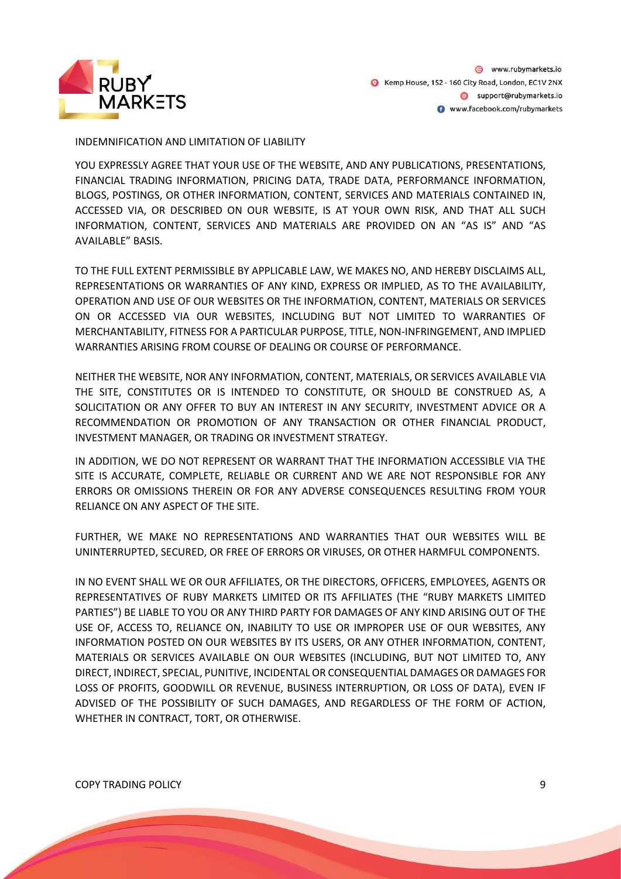## INDEMNIFICATION AND LIMITATION OF LIABILITY

YOU EXPRESSLY AGREE THAT YOUR USE OF THE WEBSITE, AND ANY PUBLICATIONS, PRESENTATIONS, FINANCIAL TRADING INFORMATION, PRICING DATA, TRADE DATA, PERFORMANCE INFORMATION, BLOGS, POSTINGS, OR OTHER INFORMATION, CONTENT, SERVICES AND MATERIALS CONTAINED IN, ACCESSED VIA, OR DESCRIBED ON OUR WEBSITE, IS AT YOUR OWN RISK, AND THAT ALL SUCH INFORMATION, CONTENT, SERVICES AND MATERIALS ARE PROVIDED ON AN "AS IS" AND "AS AVAILABLE" BASIS.

TO THE FULL EXTENT PERMISSIBLE BY APPLICABLE LAW, WE MAKES NO, AND HEREBY DISCLAIMS ALL, REPRESENTATIONS OR WARRANTIES OF ANY KIND, EXPRESS OR IMPLIED, AS TO THE AVAILABILITY, OPERATION AND USE OF OUR WEBSITES OR THE INFORMATION, CONTENT, MATERIALS OR SERVICES ON OR ACCESSED VIA OUR WEBSITES, INCLUDING BUT NOT LIMITED TO WARRANTIES OF MERCHANTABILITY, FITNESS FOR A PARTICULAR PURPOSE, TITLE, NON-INFRINGEMENT, AND IMPLIED WARRANTIES ARISING FROM COURSE OF DEALING OR COURSE OF PERFORMANCE.

NEITHER THE WEBSITE, NOR ANY INFORMATION, CONTENT, MATERIALS, OR SERVICES AVAILABLE VIA THE SITE, CONSTITUTES OR IS INTENDED TO CONSTITUTE, OR SHOULD BE CONSTRUED AS, A SOLICITATION OR ANY OFFER TO BUY AN INTEREST IN ANY SECURITY, INVESTMENT ADVICE OR A RECOMMENDATION OR PROMOTION OF ANY TRANSACTION OR OTHER FINANCIAL PRODUCT, INVESTMENT MANAGER, OR TRADING OR INVESTMENT STRATEGY.

IN ADDITION, WE DO NOT REPRESENT OR WARRANT THAT THE INFORMATION ACCESSIBLE VIA THE SITE IS ACCURATE, COMPLETE, RELIABLE OR CURRENT AND WE ARE NOT RESPONSIBLE FOR ANY ERRORS OR OMISSIONS THEREIN OR FOR ANY ADVERSE CONSEQUENCES RESULTING FROM YOUR RELIANCE ON ANY ASPECT OF THE SITE.

FURTHER, WE MAKE NO REPRESENTATIONS AND WARRANTIES THAT OUR WEBSITES WILL BE UNINTERRUPTED, SECURED, OR FREE OF ERRORS OR VIRUSES, OR OTHER HARMFUL COMPONENTS.

IN NO EVENT SHALL WE OR OUR AFFILIATES, OR THE DIRECTORS, OFFICERS, EMPLOYEES, AGENTS OR REPRESENTATIVES OF RUBY MARKETS LIMITED OR ITS AFFILIATES (THE "RUBY MARKETS LIMITED PARTIES") BE LIABLE TO YOU OR ANY THIRD PARTY FOR DAMAGES OF ANY KIND ARISING OUT OF THE USE OF, ACCESS TO, RELIANCE ON, INABILITY TO USE OR IMPROPER USE OF OUR WEBSITES, ANY INFORMATION POSTED ON OUR WEBSITES BY ITS USERS, OR ANY OTHER INFORMATION, CONTENT, MATERIALS OR SERVICES AVAILABLE ON OUR WEBSITES (INCLUDING, BUT NOT LIMITED TO, ANY DIRECT, INDIRECT, SPECIAL, PUNITIVE, INCIDENTAL OR CONSEQUENTIAL DAMAGES OR DAMAGES FOR LOSS OF PROFITS, GOODWILL OR REVENUE, BUSINESS INTERRUPTION, OR LOSS OF DATA), EVEN IF ADVISED OF THE POSSIBILITY OF SUCH DAMAGES, AND REGARDLESS OF THE FORM OF ACTION, WHETHER IN CONTRACT, TORT, OR OTHERWISE.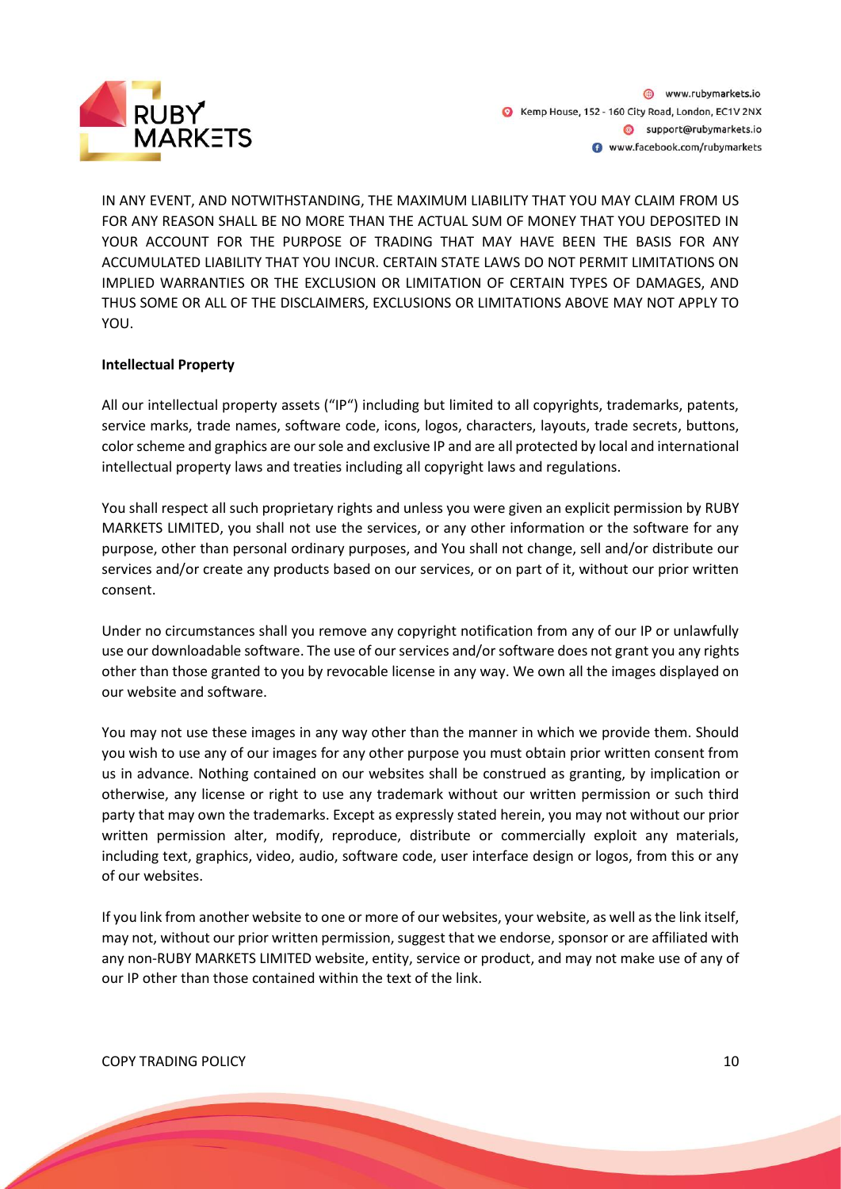IN ANY EVENT, AND NOTWITHSTANDING, THE MAXIMUM LIABILITY THAT YOU MAY CLAIM FROM US FOR ANY REASON SHALL BE NO MORE THAN THE ACTUAL SUM OF MONEY THAT YOU DEPOSITED IN YOUR ACCOUNT FOR THE PURPOSE OF TRADING THAT MAY HAVE BEEN THE BASIS FOR ANY ACCUMULATED LIABILITY THAT YOU INCUR. CERTAIN STATE LAWS DO NOT PERMIT LIMITATIONS ON IMPLIED WARRANTIES OR THE EXCLUSION OR LIMITATION OF CERTAIN TYPES OF DAMAGES, AND THUS SOME OR ALL OF THE DISCLAIMERS, EXCLUSIONS OR LIMITATIONS ABOVE MAY NOT APPLY TO YOU.

**Intellectual Property**

All our intellectual property assets ("IP") including but limited to all copyrights, trademarks, patents, service marks, trade names, software code, icons, logos, characters, layouts, trade secrets, buttons, color scheme and graphics are our sole and exclusive IP and are all protected by local and international intellectual property laws and treaties including all copyright laws and regulations.

You shall respect all such proprietary rights and unless you were given an explicit permission by RUBY MARKETS LIMITED, you shall not use the services, or any other information or the software for any purpose, other than personal ordinary purposes, and You shall not change, sell and/or distribute our services and/or create any products based on our services, or on part of it, without our prior written consent.

Under no circumstances shall you remove any copyright notification from any of our IP or unlawfully use our downloadable software. The use of our services and/or software does not grant you any rights other than those granted to you by revocable license in any way. We own all the images displayed on our website and software.

You may not use these images in any way other than the manner in which we provide them. Should you wish to use any of our images for any other purpose you must obtain prior written consent from us in advance. Nothing contained on our websites shall be construed as granting, by implication or otherwise, any license or right to use any trademark without our written permission or such third party that may own the trademarks. Except as expressly stated herein, you may not without our prior written permission alter, modify, reproduce, distribute or commercially exploit any materials, including text, graphics, video, audio, software code, user interface design or logos, from this or any of our websites.

If you link from another website to one or more of our websites, your website, as well as the link itself, may not, without our prior written permission, suggest that we endorse, sponsor or are affiliated with any non-RUBY MARKETS LIMITED website, entity, service or product, and may not make use of any of our IP other than those contained within the text of the link.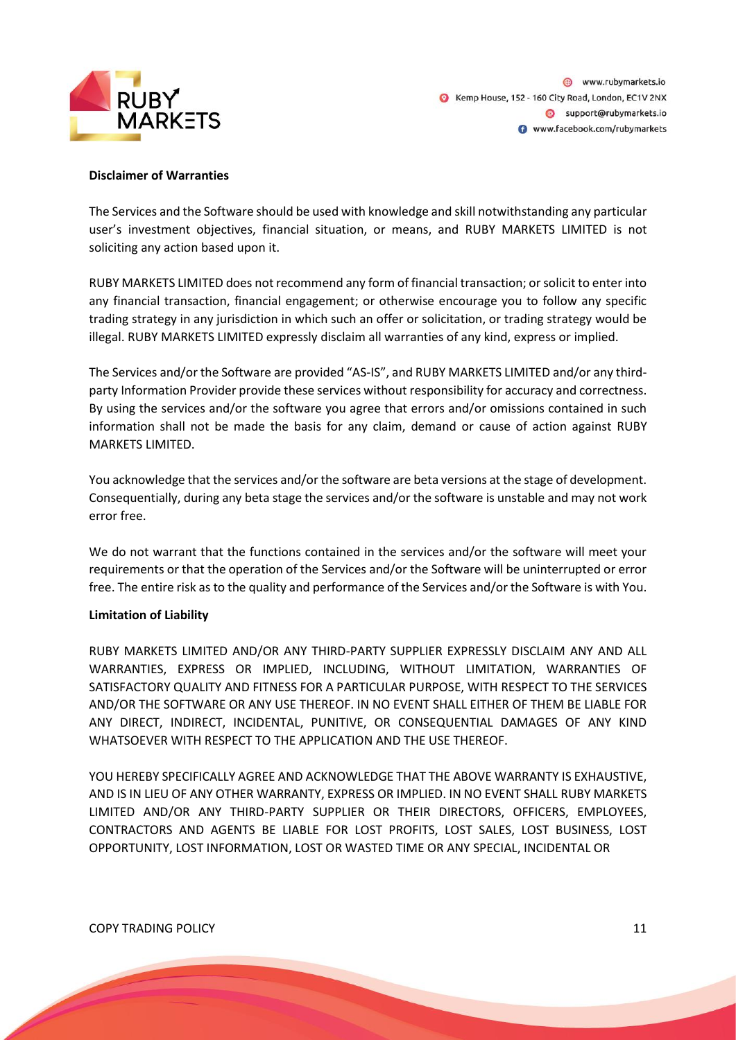**Disclaimer of Warranties**

The Services and the Software should be used with knowledge and skill notwithstanding any particular user's investment objectives, financial situation, or means, and RUBY MARKETS LIMITED is not soliciting any action based upon it.

RUBY MARKETS LIMITED does not recommend any form of financial transaction; or solicit to enter into any financial transaction, financial engagement; or otherwise encourage you to follow any specific trading strategy in any jurisdiction in which such an offer or solicitation, or trading strategy would be illegal. RUBY MARKETS LIMITED expressly disclaim all warranties of any kind, express or implied.

The Services and/or the Software are provided "AS-IS", and RUBY MARKETS LIMITED and/or any third-party Information Provider provide these services without responsibility for accuracy and correctness. By using the services and/or the software you agree that errors and/or omissions contained in such information shall not be made the basis for any claim, demand or cause of action against RUBY MARKETS LIMITED.

You acknowledge that the services and/or the software are beta versions at the stage of development. Consequentially, during any beta stage the services and/or the software is unstable and may not work error free.

We do not warrant that the functions contained in the services and/or the software will meet your requirements or that the operation of the Services and/or the Software will be uninterrupted or error free. The entire risk as to the quality and performance of the Services and/or the Software is with You.

**Limitation of Liability**

RUBY MARKETS LIMITED AND/OR ANY THIRD-PARTY SUPPLIER EXPRESSLY DISCLAIM ANY AND ALL WARRANTIES, EXPRESS OR IMPLIED, INCLUDING, WITHOUT LIMITATION, WARRANTIES OF SATISFACTORY QUALITY AND FITNESS FOR A PARTICULAR PURPOSE, WITH RESPECT TO THE SERVICES AND/OR THE SOFTWARE OR ANY USE THEREOF. IN NO EVENT SHALL EITHER OF THEM BE LIABLE FOR ANY DIRECT, INDIRECT, INCIDENTAL, PUNITIVE, OR CONSEQUENTIAL DAMAGES OF ANY KIND WHATSOEVER WITH RESPECT TO THE APPLICATION AND THE USE THEREOF.

YOU HEREBY SPECIFICALLY AGREE AND ACKNOWLEDGE THAT THE ABOVE WARRANTY IS EXHAUSTIVE, AND IS IN LIEU OF ANY OTHER WARRANTY, EXPRESS OR IMPLIED. IN NO EVENT SHALL RUBY MARKETS LIMITED AND/OR ANY THIRD-PARTY SUPPLIER OR THEIR DIRECTORS, OFFICERS, EMPLOYEES, CONTRACTORS AND AGENTS BE LIABLE FOR LOST PROFITS, LOST SALES, LOST BUSINESS, LOST OPPORTUNITY, LOST INFORMATION, LOST OR WASTED TIME OR ANY SPECIAL, INCIDENTAL OR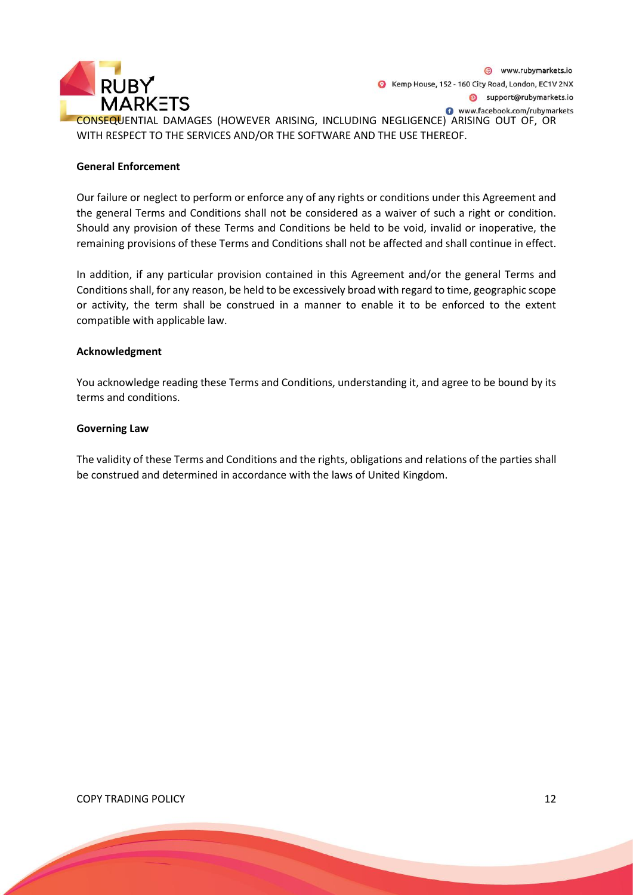CONSEQUENTIAL DAMAGES (HOWEVER ARISING, INCLUDING NEGLIGENCE) ARISING OUT OF, OR WITH RESPECT TO THE SERVICES AND/OR THE SOFTWARE AND THE USE THEREOF.

**General Enforcement**

Our failure or neglect to perform or enforce any of any rights or conditions under this Agreement and the general Terms and Conditions shall not be considered as a waiver of such a right or condition. Should any provision of these Terms and Conditions be held to be void, invalid or inoperative, the remaining provisions of these Terms and Conditions shall not be affected and shall continue in effect.

In addition, if any particular provision contained in this Agreement and/or the general Terms and Conditions shall, for any reason, be held to be excessively broad with regard to time, geographic scope or activity, the term shall be construed in a manner to enable it to be enforced to the extent compatible with applicable law.

**Acknowledgment**

You acknowledge reading these Terms and Conditions, understanding it, and agree to be bound by its terms and conditions.

**Governing Law**

The validity of these Terms and Conditions and the rights, obligations and relations of the parties shall be construed and determined in accordance with the laws of United Kingdom.